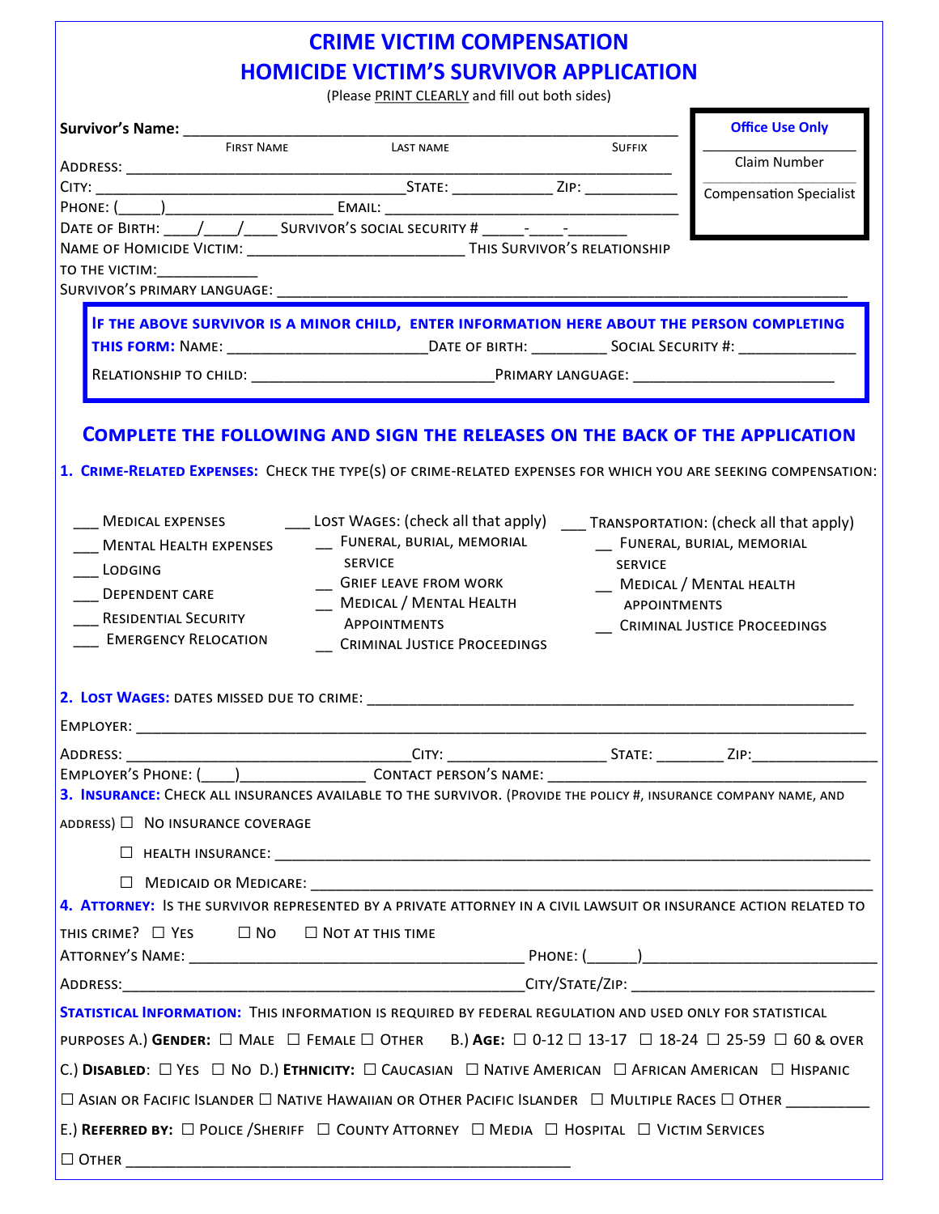# CRIME VICTIM COMPENSATION
# HOMICIDE VICTIM'S SURVIVOR APPLICATION

(Please PRINT CLEARLY and fill out both sides)

| Office Use Only |
|---|
| Claim Number |
| Compensation Specialist |

**Survivor's Name:** ______________________________________________
First Name  Last Name  Suffix

Address: ______________________________________________

City: ______________________ State: ____________ Zip: ___________

Phone: (_____)__________________ Email: ____________________________

Date of Birth: ____/____/____ Survivor's Social Security # _____-____-_______

Name of Homicide Victim: _________________________ This Survivor's relationship to the victim: ____________

Survivor's primary language: ______________________________________________

**If the above survivor is a minor child, enter information here about the person completing this form:** Name: ______________________ Date of Birth: _________ Social Security #: ______________

Relationship to child: ____________________________ Primary language: ________________________

## Complete the following and sign the releases on the back of the application

**1. Crime-Related Expenses:** Check the type(s) of crime-related expenses for which you are seeking compensation:

- ___ Medical expenses
- ___ Mental Health expenses
- ___ Lodging
- ___ Dependent care
- ___ Residential Security
- ___ Emergency Relocation
- ___ Lost Wages: (check all that apply)
  - __ Funeral, burial, memorial service
  - __ Grief leave from work
  - __ Medical / Mental Health Appointments
  - __ Criminal Justice Proceedings
- ___ Transportation: (check all that apply)
  - __ Funeral, burial, memorial service
  - __ Medical / Mental health appointments
  - __ Criminal Justice Proceedings

**2. Lost Wages:** Dates missed due to crime: ______________________________________________

Employer: ______________________________________________

Address: ______________________________ City: __________________ State: ________ Zip: _______________

Employer's Phone: (____)______________ Contact person's name: ____________________________________

**3. Insurance:** Check all insurances available to the survivor. (Provide the policy #, insurance company name, and address) ☐ No insurance coverage

☐ Health insurance: ______________________________________________

☐ Medicaid or Medicare: ______________________________________________

**4. Attorney:** Is the survivor represented by a private attorney in a civil lawsuit or insurance action related to this crime? ☐ Yes ☐ No ☐ Not at this time

Attorney's Name: ______________________________________ Phone: (______)___________________________

Address: ______________________________________________ City/State/Zip: ____________________________

**Statistical Information:** This information is required by federal regulation and used only for statistical purposes A.) **Gender:** ☐ Male ☐ Female ☐ Other B.) **Age:** ☐ 0-12 ☐ 13-17 ☐ 18-24 ☐ 25-59 ☐ 60 & over

C.) **Disabled:** ☐ Yes ☐ No D.) **Ethnicity:** ☐ Caucasian ☐ Native American ☐ African American ☐ Hispanic ☐ Asian or Facific Islander ☐ Native Hawaiian or Other Pacific Islander ☐ Multiple Races ☐ Other __________

E.) **Referred by:** ☐ Police /Sheriff ☐ County Attorney ☐ Media ☐ Hospital ☐ Victim Services ☐ Other ______________________________________________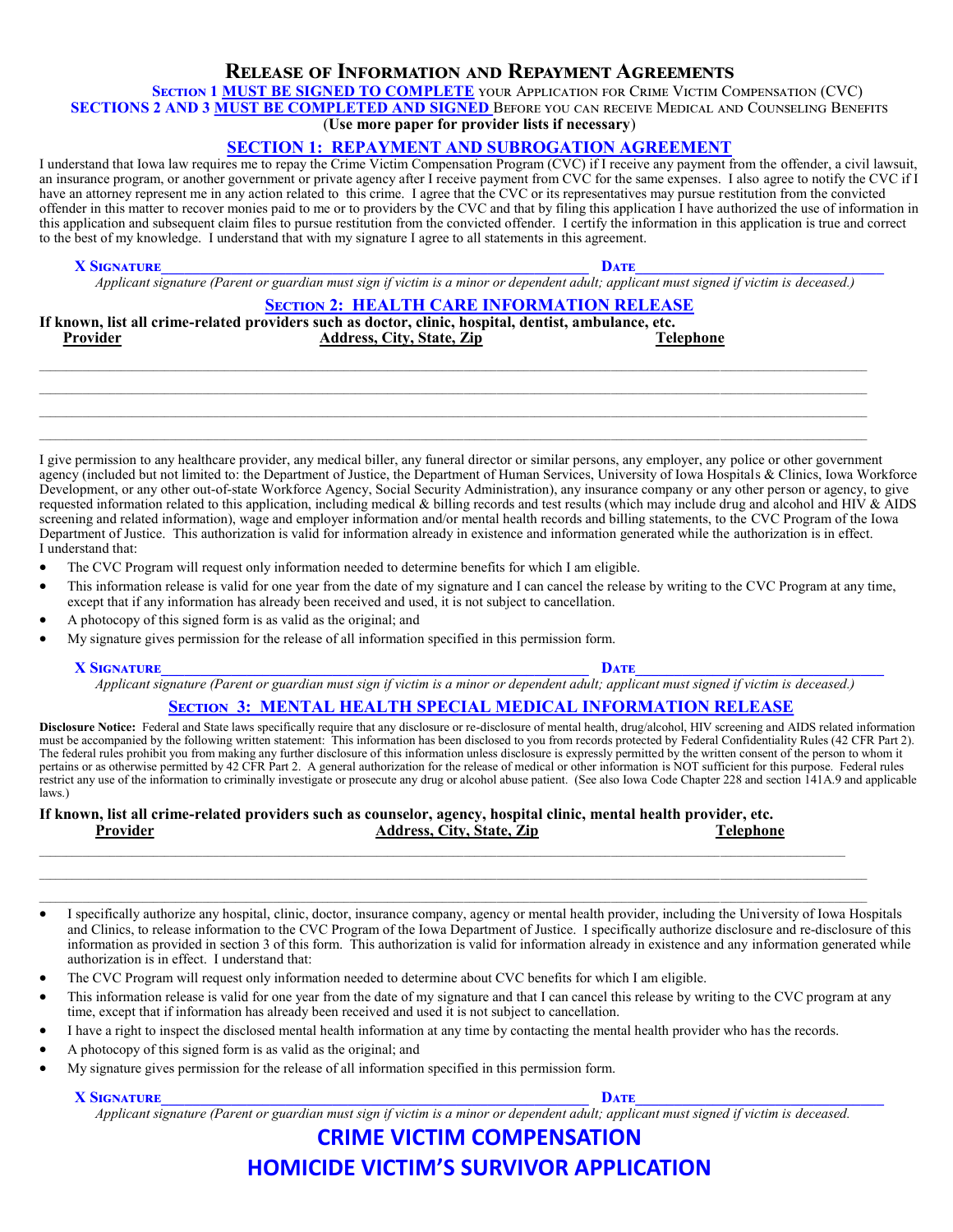# Release of Information and Repayment Agreements

**Section 1 MUST BE SIGNED TO COMPLETE your Application for Crime Victim Compensation (CVC)**
**SECTIONS 2 AND 3 MUST BE COMPLETED AND SIGNED Before you can receive Medical and Counseling Benefits**
(**Use more paper for provider lists if necessary**)

## SECTION 1: REPAYMENT AND SUBROGATION AGREEMENT

I understand that Iowa law requires me to repay the Crime Victim Compensation Program (CVC) if I receive any payment from the offender, a civil lawsuit, an insurance program, or another government or private agency after I receive payment from CVC for the same expenses. I also agree to notify the CVC if I have an attorney represent me in any action related to this crime. I agree that the CVC or its representatives may pursue restitution from the convicted offender in this matter to recover monies paid to me or to providers by the CVC and that by filing this application I have authorized the use of information in this application and subsequent claim files to pursue restitution from the convicted offender. I certify the information in this application is true and correct to the best of my knowledge. I understand that with my signature I agree to all statements in this agreement.

**X Signature**_______________________________________________ **Date**_______________________

*Applicant signature (Parent or guardian must sign if victim is a minor or dependent adult; applicant must signed if victim is deceased.)*

## Section 2: HEALTH CARE INFORMATION RELEASE

**If known, list all crime-related providers such as doctor, clinic, hospital, dentist, ambulance, etc.**

| Provider | Address, City, State, Zip | Telephone |
| --- | --- | --- |
| | | |
| | | |
| | | |
| | | |

I give permission to any healthcare provider, any medical biller, any funeral director or similar persons, any employer, any police or other government agency (included but not limited to: the Department of Justice, the Department of Human Services, University of Iowa Hospitals & Clinics, Iowa Workforce Development, or any other out-of-state Workforce Agency, Social Security Administration), any insurance company or any other person or agency, to give requested information related to this application, including medical & billing records and test results (which may include drug and alcohol and HIV & AIDS screening and related information), wage and employer information and/or mental health records and billing statements, to the CVC Program of the Iowa Department of Justice. This authorization is valid for information already in existence and information generated while the authorization is in effect.
I understand that:

- The CVC Program will request only information needed to determine benefits for which I am eligible.
- This information release is valid for one year from the date of my signature and I can cancel the release by writing to the CVC Program at any time, except that if any information has already been received and used, it is not subject to cancellation.
- A photocopy of this signed form is as valid as the original; and
- My signature gives permission for the release of all information specified in this permission form.

**X Signature**_______________________________________________ **Date**_______________________

*Applicant signature (Parent or guardian must sign if victim is a minor or dependent adult; applicant must signed if victim is deceased.)*

## Section 3: MENTAL HEALTH SPECIAL MEDICAL INFORMATION RELEASE

**Disclosure Notice:** Federal and State laws specifically require that any disclosure or re-disclosure of mental health, drug/alcohol, HIV screening and AIDS related information must be accompanied by the following written statement: This information has been disclosed to you from records protected by Federal Confidentiality Rules (42 CFR Part 2). The federal rules prohibit you from making any further disclosure of this information unless disclosure is expressly permitted by the written consent of the person to whom it pertains or as otherwise permitted by 42 CFR Part 2. A general authorization for the release of medical or other information is NOT sufficient for this purpose. Federal rules restrict any use of the information to criminally investigate or prosecute any drug or alcohol abuse patient. (See also Iowa Code Chapter 228 and section 141A.9 and applicable laws.)

**If known, list all crime-related providers such as counselor, agency, hospital clinic, mental health provider, etc.**

| Provider | Address, City, State, Zip | Telephone |
| --- | --- | --- |
| | | |
| | | |
| | | |

- I specifically authorize any hospital, clinic, doctor, insurance company, agency or mental health provider, including the University of Iowa Hospitals and Clinics, to release information to the CVC Program of the Iowa Department of Justice. I specifically authorize disclosure and re-disclosure of this information as provided in section 3 of this form. This authorization is valid for information already in existence and any information generated while authorization is in effect. I understand that:
- The CVC Program will request only information needed to determine about CVC benefits for which I am eligible.
- This information release is valid for one year from the date of my signature and that I can cancel this release by writing to the CVC program at any time, except that if information has already been received and used it is not subject to cancellation.
- I have a right to inspect the disclosed mental health information at any time by contacting the mental health provider who has the records.
- A photocopy of this signed form is as valid as the original; and
- My signature gives permission for the release of all information specified in this permission form.

**X Signature**_______________________________________________ **Date**_______________________

*Applicant signature (Parent or guardian must sign if victim is a minor or dependent adult; applicant must signed if victim is deceased.*

**CRIME VICTIM COMPENSATION**

**HOMICIDE VICTIM'S SURVIVOR APPLICATION**